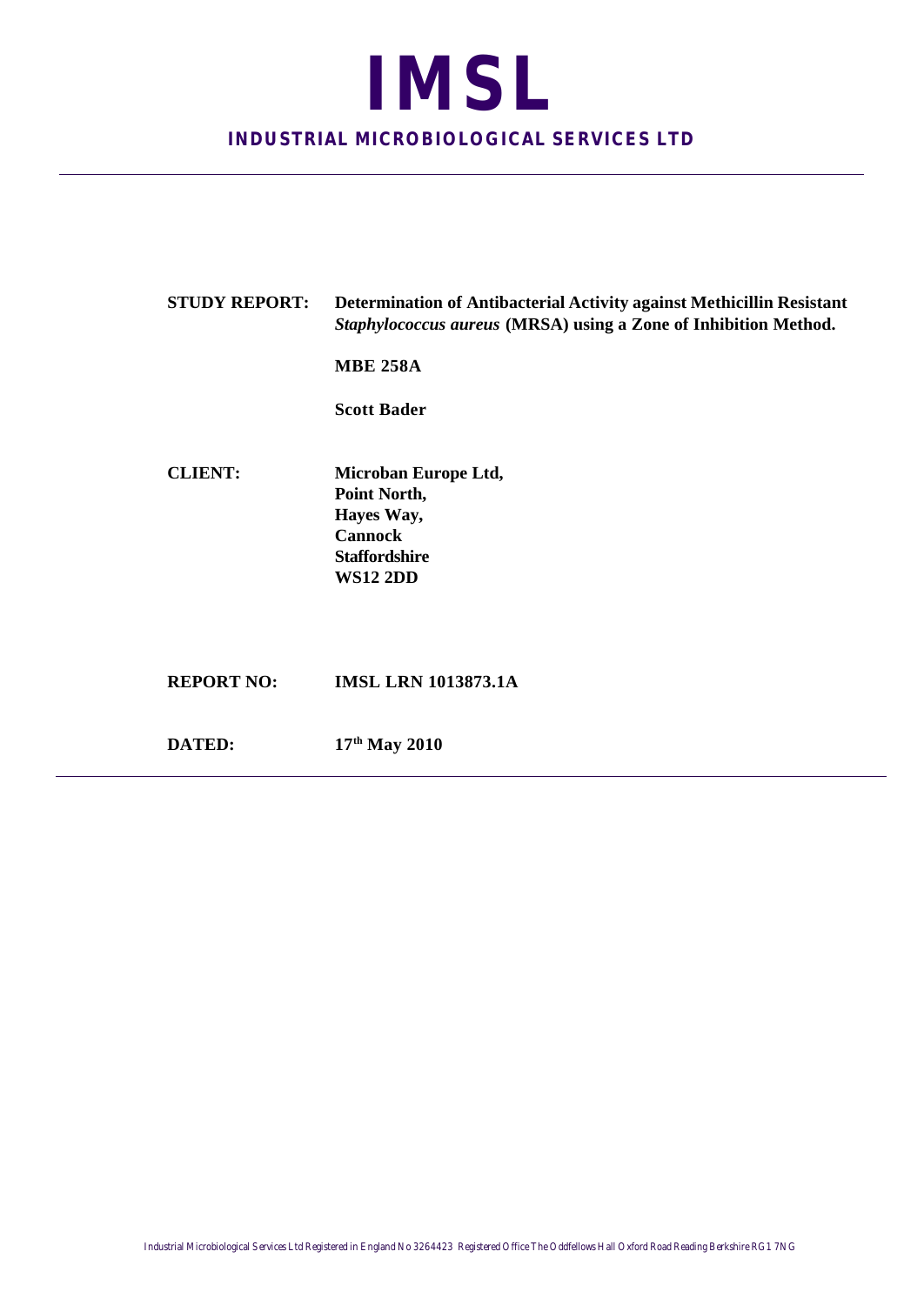# IMSL

**INDUSTRIAL MICROBIOLOGICAL SERVICES LTD**

---

**STUDY REPORT:** **Determination of Antibacterial Activity against Methicillin Resistant *Staphylococcus aureus* (MRSA) using a Zone of Inhibition Method.**

**MBE 258A**

**Scott Bader**

**CLIENT:** **Microban Europe Ltd,**
**Point North,**
**Hayes Way,**
**Cannock**
**Staffordshire**
**WS12 2DD**

**REPORT NO:** **IMSL LRN 1013873.1A**

**DATED:** **17th May 2010**

---

Industrial Microbiological Services Ltd Registered in England No 3264423 Registered Office The Oddfellows Hall Oxford Road Reading Berkshire RG1 7NG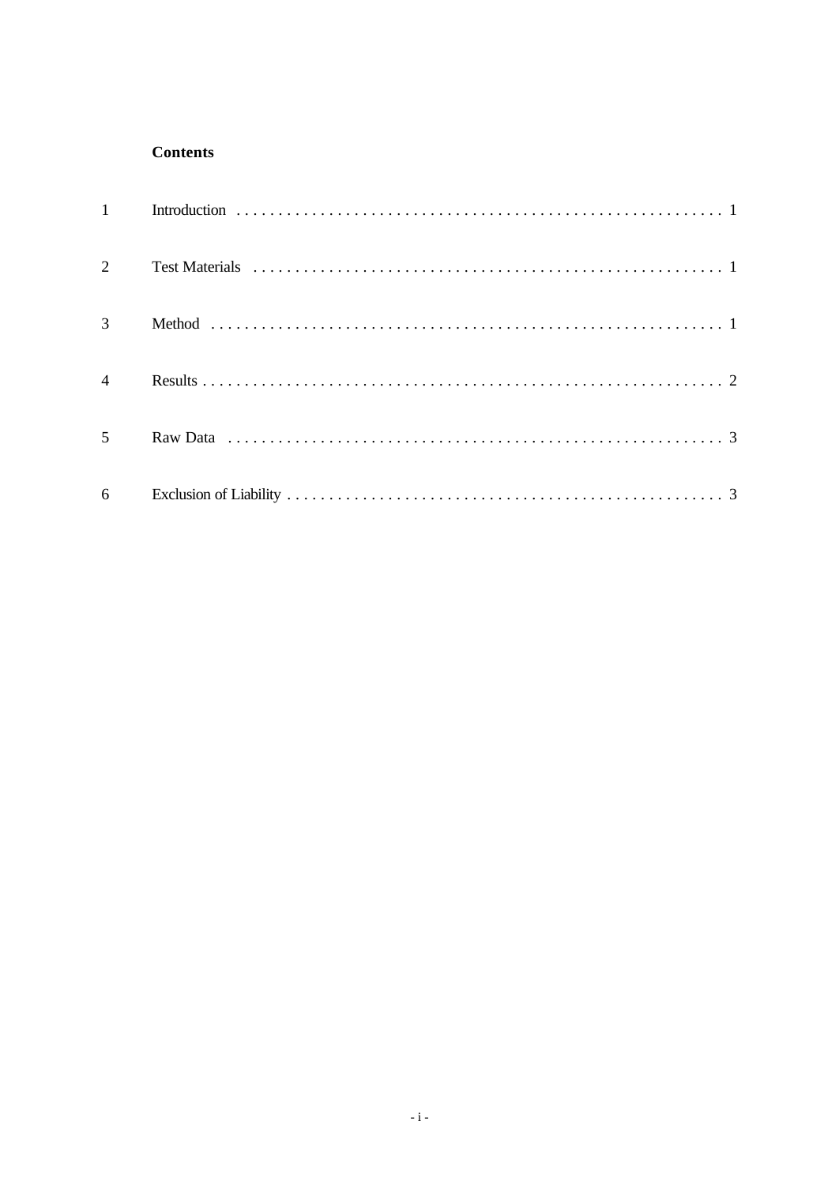**Contents**

| | | |
|---|---|---|
| 1 | Introduction | 1 |
| 2 | Test Materials | 1 |
| 3 | Method | 1 |
| 4 | Results | 2 |
| 5 | Raw Data | 3 |
| 6 | Exclusion of Liability | 3 |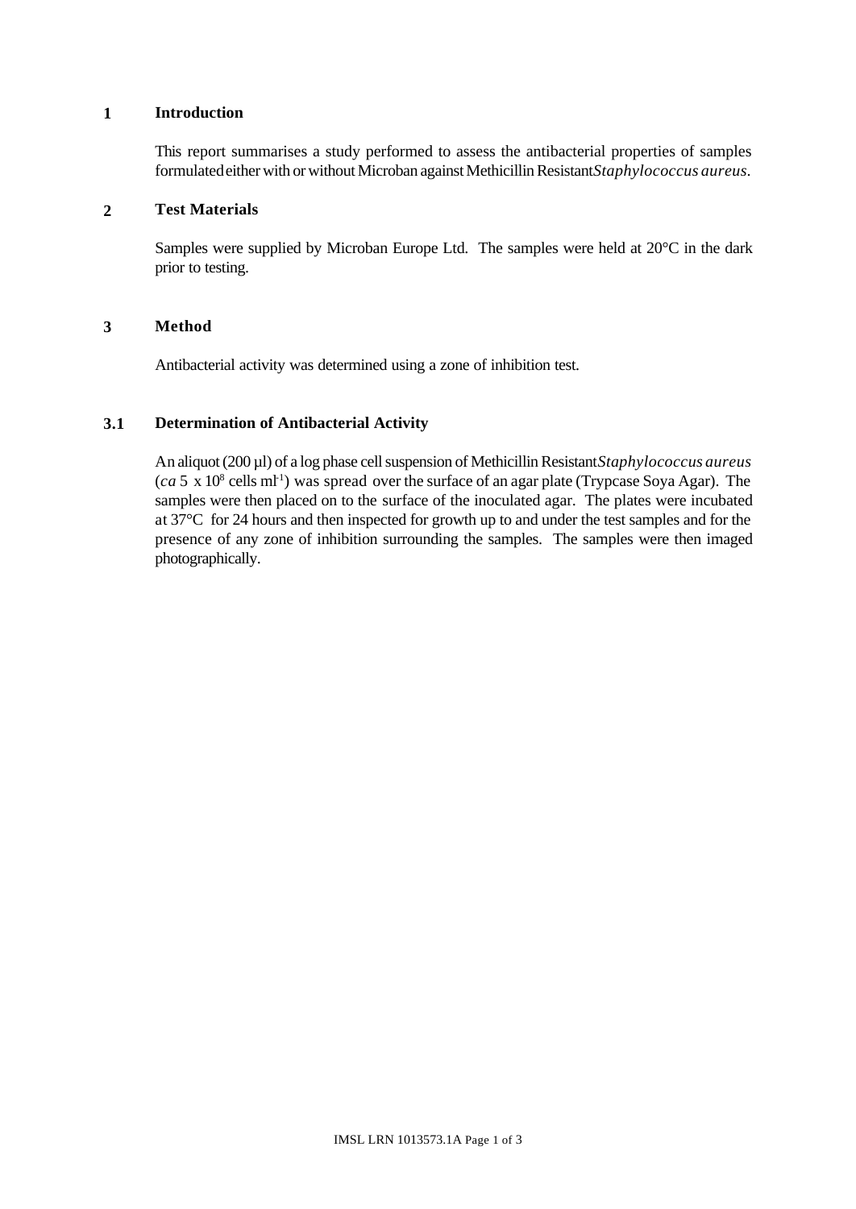## 1 Introduction

This report summarises a study performed to assess the antibacterial properties of samples formulated either with or without Microban against Methicillin Resistant *Staphylococcus aureus*.

## 2 Test Materials

Samples were supplied by Microban Europe Ltd. The samples were held at 20°C in the dark prior to testing.

## 3 Method

Antibacterial activity was determined using a zone of inhibition test.

### 3.1 Determination of Antibacterial Activity

An aliquot (200 µl) of a log phase cell suspension of Methicillin Resistant *Staphylococcus aureus* (*ca* $5 \times 10^8$ cells $ml^{-1}$) was spread over the surface of an agar plate (Trypcase Soya Agar). The samples were then placed on to the surface of the inoculated agar. The plates were incubated at 37°C for 24 hours and then inspected for growth up to and under the test samples and for the presence of any zone of inhibition surrounding the samples. The samples were then imaged photographically.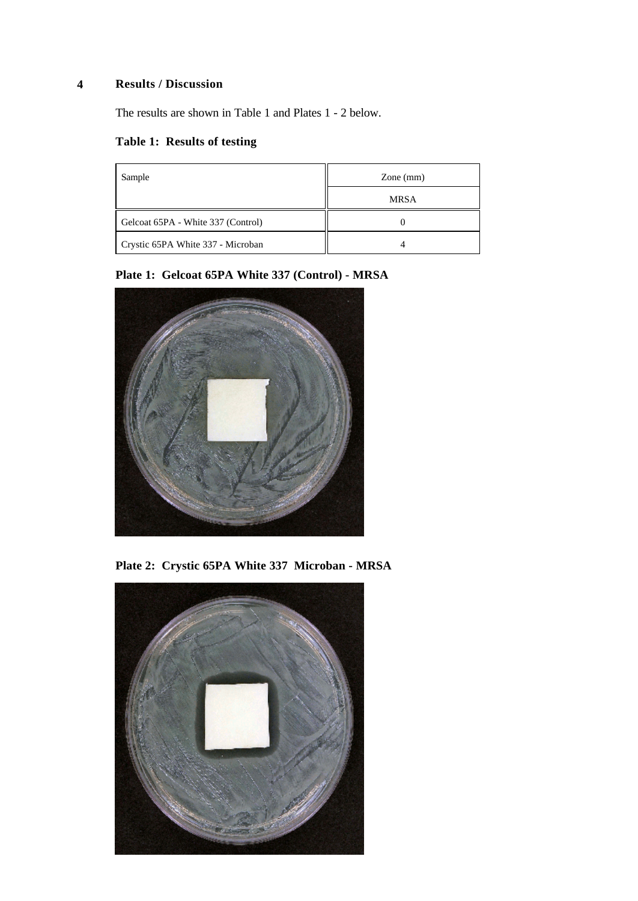## 4 Results / Discussion

The results are shown in Table 1 and Plates 1 - 2 below.

**Table 1: Results of testing**

| Sample | Zone (mm) |
|---|---|
| | MRSA |
| Gelcoat 65PA - White 337 (Control) | 0 |
| Crystic 65PA White 337 - Microban | 4 |

**Plate 1: Gelcoat 65PA White 337 (Control) - MRSA**

**Plate 2: Crystic 65PA White 337 Microban - MRSA**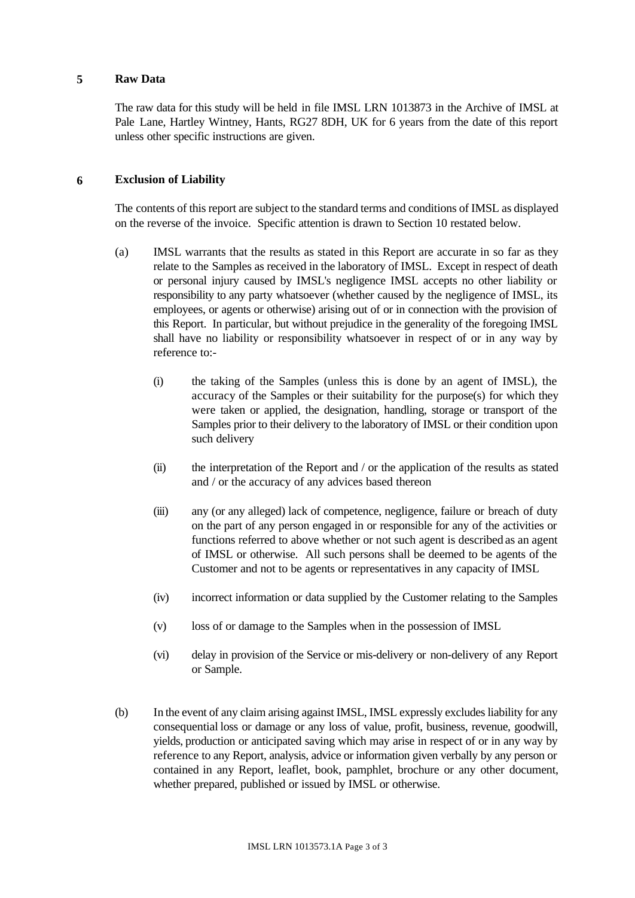## 5 Raw Data

The raw data for this study will be held in file IMSL LRN 1013873 in the Archive of IMSL at Pale Lane, Hartley Wintney, Hants, RG27 8DH, UK for 6 years from the date of this report unless other specific instructions are given.

## 6 Exclusion of Liability

The contents of this report are subject to the standard terms and conditions of IMSL as displayed on the reverse of the invoice. Specific attention is drawn to Section 10 restated below.

(a) IMSL warrants that the results as stated in this Report are accurate in so far as they relate to the Samples as received in the laboratory of IMSL. Except in respect of death or personal injury caused by IMSL's negligence IMSL accepts no other liability or responsibility to any party whatsoever (whether caused by the negligence of IMSL, its employees, or agents or otherwise) arising out of or in connection with the provision of this Report. In particular, but without prejudice in the generality of the foregoing IMSL shall have no liability or responsibility whatsoever in respect of or in any way by reference to:-

  (i) the taking of the Samples (unless this is done by an agent of IMSL), the accuracy of the Samples or their suitability for the purpose(s) for which they were taken or applied, the designation, handling, storage or transport of the Samples prior to their delivery to the laboratory of IMSL or their condition upon such delivery

  (ii) the interpretation of the Report and / or the application of the results as stated and / or the accuracy of any advices based thereon

  (iii) any (or any alleged) lack of competence, negligence, failure or breach of duty on the part of any person engaged in or responsible for any of the activities or functions referred to above whether or not such agent is described as an agent of IMSL or otherwise. All such persons shall be deemed to be agents of the Customer and not to be agents or representatives in any capacity of IMSL

  (iv) incorrect information or data supplied by the Customer relating to the Samples

  (v) loss of or damage to the Samples when in the possession of IMSL

  (vi) delay in provision of the Service or mis-delivery or non-delivery of any Report or Sample.

(b) In the event of any claim arising against IMSL, IMSL expressly excludes liability for any consequential loss or damage or any loss of value, profit, business, revenue, goodwill, yields, production or anticipated saving which may arise in respect of or in any way by reference to any Report, analysis, advice or information given verbally by any person or contained in any Report, leaflet, book, pamphlet, brochure or any other document, whether prepared, published or issued by IMSL or otherwise.